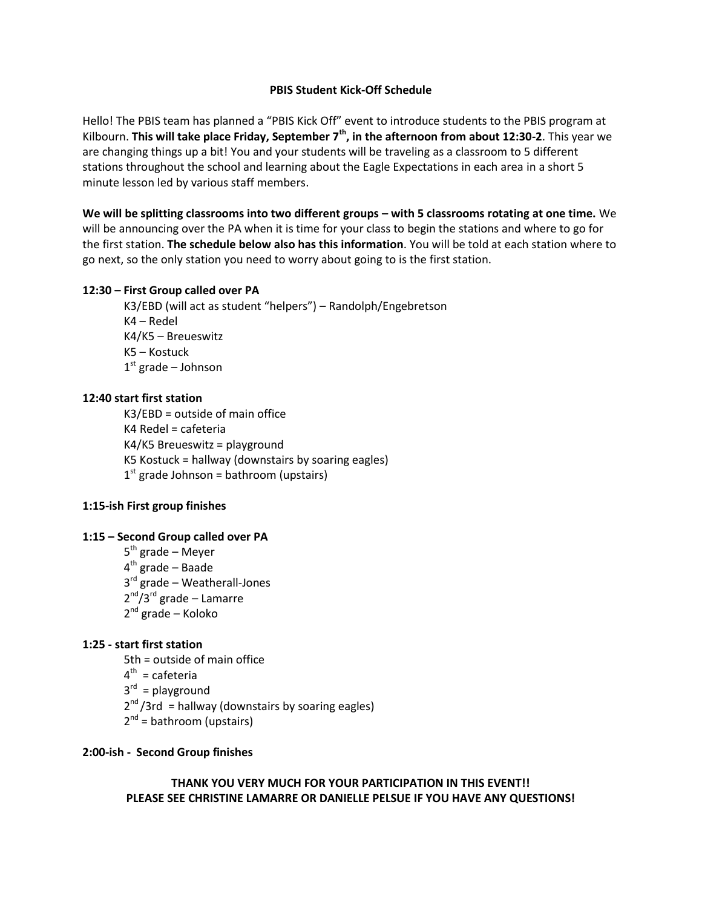**PBIS Student Kick-Off Schedule**

Hello! The PBIS team has planned a "PBIS Kick Off" event to introduce students to the PBIS program at Kilbourn. **This will take place Friday, September 7th, in the afternoon from about 12:30-2**. This year we are changing things up a bit! You and your students will be traveling as a classroom to 5 different stations throughout the school and learning about the Eagle Expectations in each area in a short 5 minute lesson led by various staff members.

**We will be splitting classrooms into two different groups – with 5 classrooms rotating at one time.** We will be announcing over the PA when it is time for your class to begin the stations and where to go for the first station. **The schedule below also has this information**. You will be told at each station where to go next, so the only station you need to worry about going to is the first station.

**12:30 – First Group called over PA**

- K3/EBD (will act as student "helpers") – Randolph/Engebretson
- K4 – Redel
- K4/K5 – Breueswitz
- K5 – Kostuck
- 1st grade – Johnson

**12:40 start first station**

- K3/EBD = outside of main office
- K4 Redel = cafeteria
- K4/K5 Breueswitz = playground
- K5 Kostuck = hallway (downstairs by soaring eagles)
- 1st grade Johnson = bathroom (upstairs)

**1:15-ish First group finishes**

**1:15 – Second Group called over PA**

- 5th grade – Meyer
- 4th grade – Baade
- 3rd grade – Weatherall-Jones
- 2nd/3rd grade – Lamarre
- 2nd grade – Koloko

**1:25 - start first station**

- 5th = outside of main office
- 4th = cafeteria
- 3rd = playground
- 2nd/3rd = hallway (downstairs by soaring eagles)
- 2nd = bathroom (upstairs)

**2:00-ish - Second Group finishes**

**THANK YOU VERY MUCH FOR YOUR PARTICIPATION IN THIS EVENT!!**
**PLEASE SEE CHRISTINE LAMARRE OR DANIELLE PELSUE IF YOU HAVE ANY QUESTIONS!**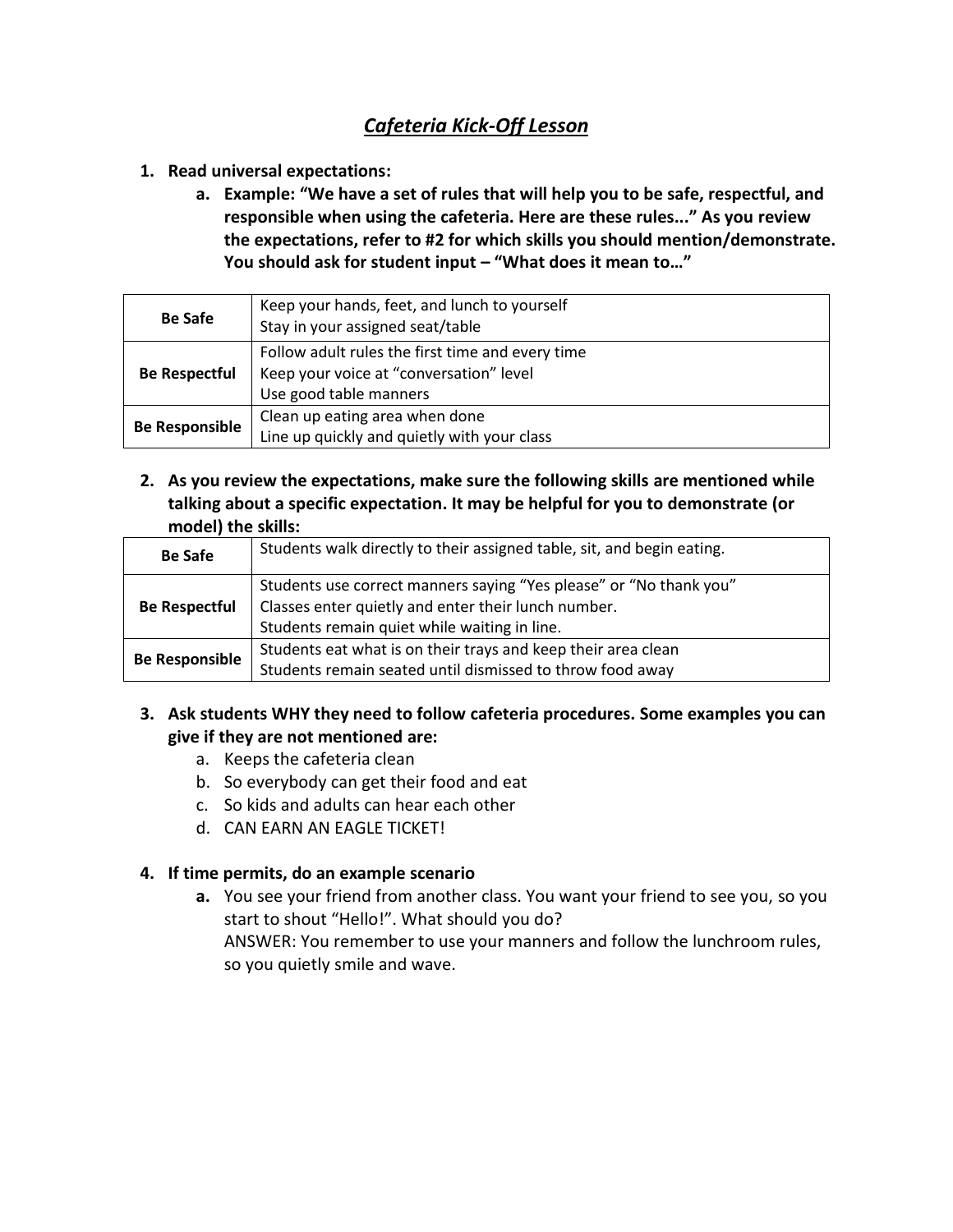## *Cafeteria Kick-Off Lesson*

1. **Read universal expectations:**
   a. **Example: "We have a set of rules that will help you to be safe, respectful, and responsible when using the cafeteria. Here are these rules..." As you review the expectations, refer to #2 for which skills you should mention/demonstrate. You should ask for student input – "What does it mean to…"**

| | |
|---|---|
| **Be Safe** | Keep your hands, feet, and lunch to yourself<br>Stay in your assigned seat/table |
| **Be Respectful** | Follow adult rules the first time and every time<br>Keep your voice at "conversation" level<br>Use good table manners |
| **Be Responsible** | Clean up eating area when done<br>Line up quickly and quietly with your class |

2. **As you review the expectations, make sure the following skills are mentioned while talking about a specific expectation. It may be helpful for you to demonstrate (or model) the skills:**

| | |
|---|---|
| **Be Safe** | Students walk directly to their assigned table, sit, and begin eating. |
| **Be Respectful** | Students use correct manners saying "Yes please" or "No thank you"<br>Classes enter quietly and enter their lunch number.<br>Students remain quiet while waiting in line. |
| **Be Responsible** | Students eat what is on their trays and keep their area clean<br>Students remain seated until dismissed to throw food away |

3. **Ask students WHY they need to follow cafeteria procedures. Some examples you can give if they are not mentioned are:**
   a. Keeps the cafeteria clean
   b. So everybody can get their food and eat
   c. So kids and adults can hear each other
   d. CAN EARN AN EAGLE TICKET!

4. **If time permits, do an example scenario**
   **a.** You see your friend from another class. You want your friend to see you, so you start to shout "Hello!". What should you do?
   ANSWER: You remember to use your manners and follow the lunchroom rules, so you quietly smile and wave.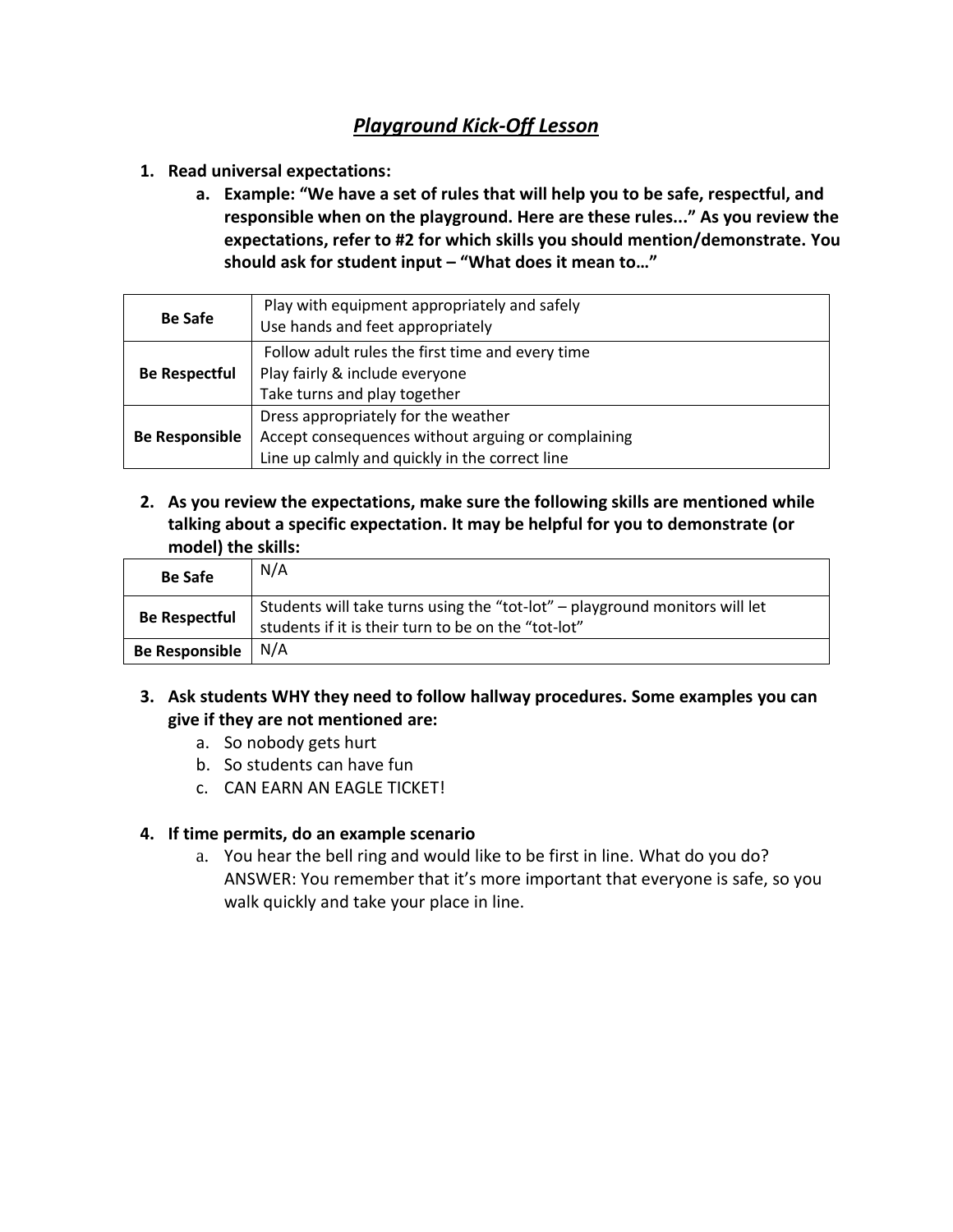# ***Playground Kick-Off Lesson***

1. **Read universal expectations:**
   a. **Example: "We have a set of rules that will help you to be safe, respectful, and responsible when on the playground. Here are these rules..." As you review the expectations, refer to #2 for which skills you should mention/demonstrate. You should ask for student input – "What does it mean to…"**

| | |
|---|---|
| **Be Safe** | Play with equipment appropriately and safely<br>Use hands and feet appropriately |
| **Be Respectful** | Follow adult rules the first time and every time<br>Play fairly & include everyone<br>Take turns and play together |
| **Be Responsible** | Dress appropriately for the weather<br>Accept consequences without arguing or complaining<br>Line up calmly and quickly in the correct line |

2. **As you review the expectations, make sure the following skills are mentioned while talking about a specific expectation. It may be helpful for you to demonstrate (or model) the skills:**

| | |
|---|---|
| **Be Safe** | N/A |
| **Be Respectful** | Students will take turns using the "tot-lot" – playground monitors will let students if it is their turn to be on the "tot-lot" |
| **Be Responsible** | N/A |

3. **Ask students WHY they need to follow hallway procedures. Some examples you can give if they are not mentioned are:**
   a. So nobody gets hurt
   b. So students can have fun
   c. CAN EARN AN EAGLE TICKET!

4. **If time permits, do an example scenario**
   a. You hear the bell ring and would like to be first in line. What do you do? ANSWER: You remember that it's more important that everyone is safe, so you walk quickly and take your place in line.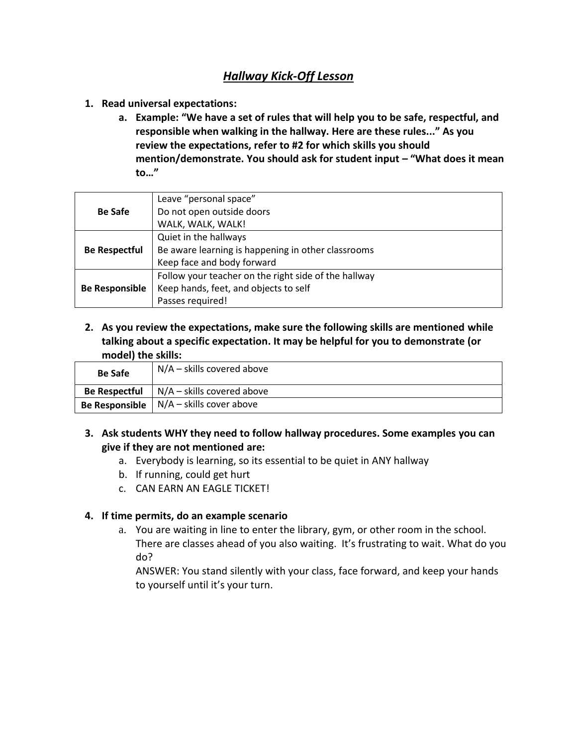# ***Hallway Kick-Off Lesson***

1. **Read universal expectations:**
   a. **Example: "We have a set of rules that will help you to be safe, respectful, and responsible when walking in the hallway. Here are these rules..." As you review the expectations, refer to #2 for which skills you should mention/demonstrate. You should ask for student input – "What does it mean to…"**

| | |
|---|---|
| **Be Safe** | Leave "personal space"<br>Do not open outside doors<br>WALK, WALK, WALK! |
| **Be Respectful** | Quiet in the hallways<br>Be aware learning is happening in other classrooms<br>Keep face and body forward |
| **Be Responsible** | Follow your teacher on the right side of the hallway<br>Keep hands, feet, and objects to self<br>Passes required! |

2. **As you review the expectations, make sure the following skills are mentioned while talking about a specific expectation. It may be helpful for you to demonstrate (or model) the skills:**

| | |
|---|---|
| **Be Safe** | N/A – skills covered above |
| **Be Respectful** | N/A – skills covered above |
| **Be Responsible** | N/A – skills cover above |

3. **Ask students WHY they need to follow hallway procedures. Some examples you can give if they are not mentioned are:**
   a. Everybody is learning, so its essential to be quiet in ANY hallway
   b. If running, could get hurt
   c. CAN EARN AN EAGLE TICKET!

4. **If time permits, do an example scenario**
   a. You are waiting in line to enter the library, gym, or other room in the school. There are classes ahead of you also waiting. It's frustrating to wait. What do you do?
   ANSWER: You stand silently with your class, face forward, and keep your hands to yourself until it's your turn.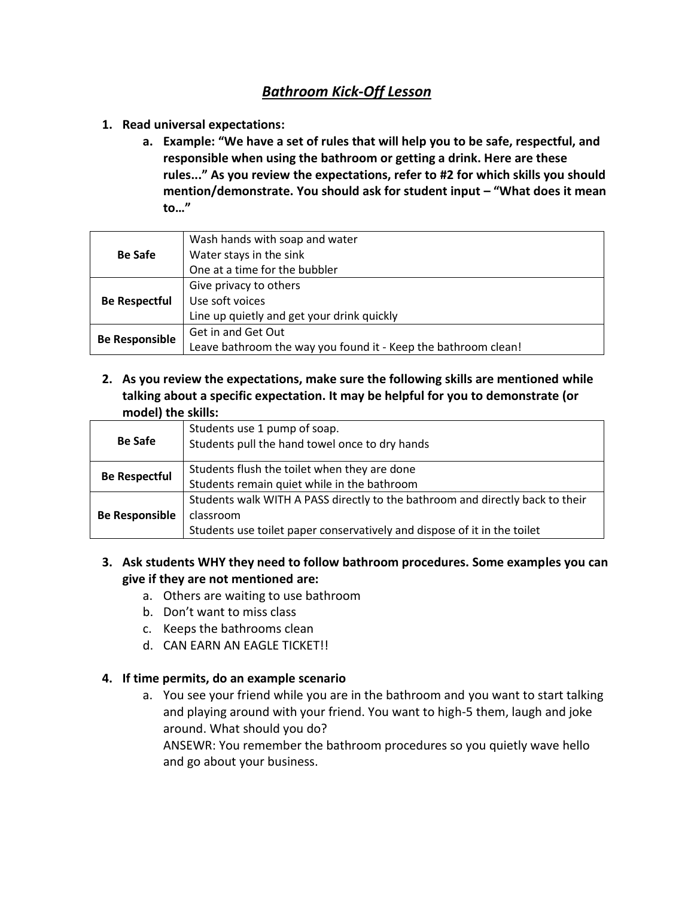# ***Bathroom Kick-Off Lesson***

1. **Read universal expectations:**
   a. **Example: "We have a set of rules that will help you to be safe, respectful, and responsible when using the bathroom or getting a drink. Here are these rules..." As you review the expectations, refer to #2 for which skills you should mention/demonstrate. You should ask for student input – "What does it mean to…"**

| | |
|---|---|
| **Be Safe** | Wash hands with soap and water<br>Water stays in the sink<br>One at a time for the bubbler |
| **Be Respectful** | Give privacy to others<br>Use soft voices<br>Line up quietly and get your drink quickly |
| **Be Responsible** | Get in and Get Out<br>Leave bathroom the way you found it - Keep the bathroom clean! |

2. **As you review the expectations, make sure the following skills are mentioned while talking about a specific expectation. It may be helpful for you to demonstrate (or model) the skills:**

| | |
|---|---|
| **Be Safe** | Students use 1 pump of soap.<br>Students pull the hand towel once to dry hands |
| **Be Respectful** | Students flush the toilet when they are done<br>Students remain quiet while in the bathroom |
| **Be Responsible** | Students walk WITH A PASS directly to the bathroom and directly back to their classroom<br>Students use toilet paper conservatively and dispose of it in the toilet |

3. **Ask students WHY they need to follow bathroom procedures. Some examples you can give if they are not mentioned are:**
   a. Others are waiting to use bathroom
   b. Don't want to miss class
   c. Keeps the bathrooms clean
   d. CAN EARN AN EAGLE TICKET!!

4. **If time permits, do an example scenario**
   a. You see your friend while you are in the bathroom and you want to start talking and playing around with your friend. You want to high-5 them, laugh and joke around. What should you do?
      ANSEWR: You remember the bathroom procedures so you quietly wave hello and go about your business.